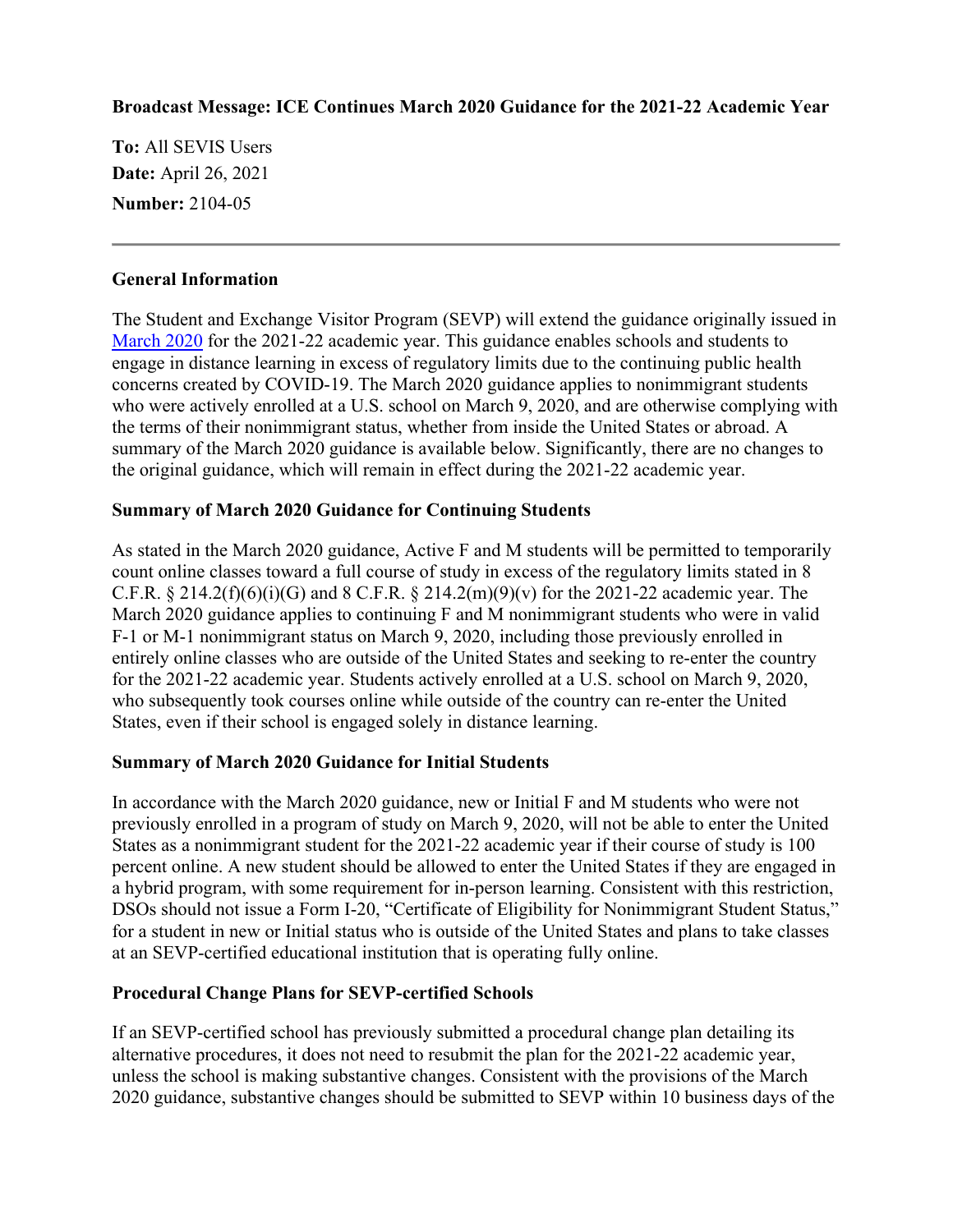**Broadcast Message: ICE Continues March 2020 Guidance for the 2021-22 Academic Year**

**To:** All SEVIS Users
**Date:** April 26, 2021
**Number:** 2104-05

---

**General Information**

The Student and Exchange Visitor Program (SEVP) will extend the guidance originally issued in March 2020 for the 2021-22 academic year. This guidance enables schools and students to engage in distance learning in excess of regulatory limits due to the continuing public health concerns created by COVID-19. The March 2020 guidance applies to nonimmigrant students who were actively enrolled at a U.S. school on March 9, 2020, and are otherwise complying with the terms of their nonimmigrant status, whether from inside the United States or abroad. A summary of the March 2020 guidance is available below. Significantly, there are no changes to the original guidance, which will remain in effect during the 2021-22 academic year.

**Summary of March 2020 Guidance for Continuing Students**

As stated in the March 2020 guidance, Active F and M students will be permitted to temporarily count online classes toward a full course of study in excess of the regulatory limits stated in 8 C.F.R. § 214.2(f)(6)(i)(G) and 8 C.F.R. § 214.2(m)(9)(v) for the 2021-22 academic year. The March 2020 guidance applies to continuing F and M nonimmigrant students who were in valid F-1 or M-1 nonimmigrant status on March 9, 2020, including those previously enrolled in entirely online classes who are outside of the United States and seeking to re-enter the country for the 2021-22 academic year. Students actively enrolled at a U.S. school on March 9, 2020, who subsequently took courses online while outside of the country can re-enter the United States, even if their school is engaged solely in distance learning.

**Summary of March 2020 Guidance for Initial Students**

In accordance with the March 2020 guidance, new or Initial F and M students who were not previously enrolled in a program of study on March 9, 2020, will not be able to enter the United States as a nonimmigrant student for the 2021-22 academic year if their course of study is 100 percent online. A new student should be allowed to enter the United States if they are engaged in a hybrid program, with some requirement for in-person learning. Consistent with this restriction, DSOs should not issue a Form I-20, "Certificate of Eligibility for Nonimmigrant Student Status," for a student in new or Initial status who is outside of the United States and plans to take classes at an SEVP-certified educational institution that is operating fully online.

**Procedural Change Plans for SEVP-certified Schools**

If an SEVP-certified school has previously submitted a procedural change plan detailing its alternative procedures, it does not need to resubmit the plan for the 2021-22 academic year, unless the school is making substantive changes. Consistent with the provisions of the March 2020 guidance, substantive changes should be submitted to SEVP within 10 business days of the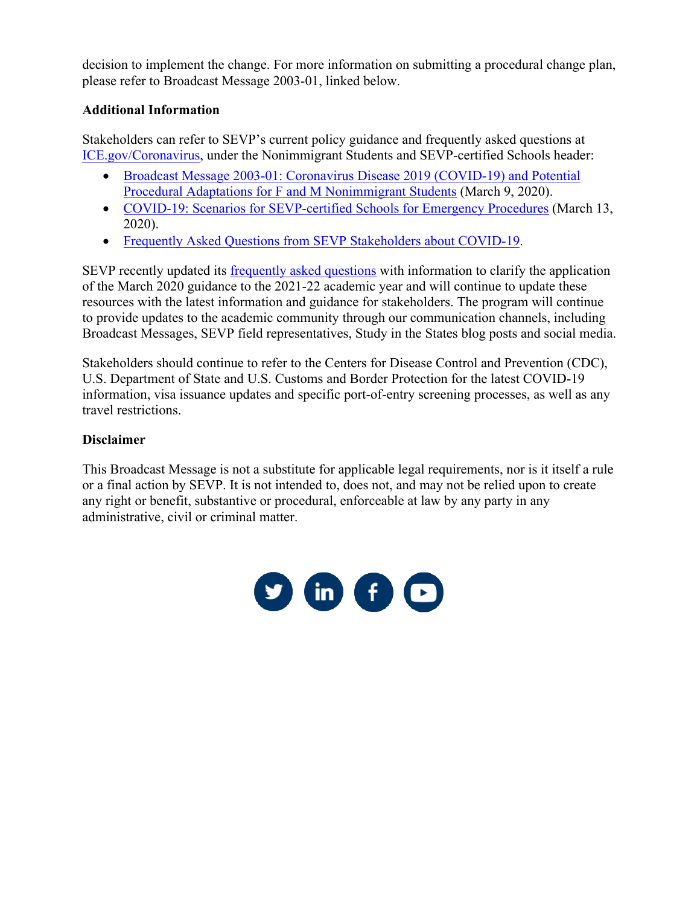decision to implement the change. For more information on submitting a procedural change plan, please refer to Broadcast Message 2003-01, linked below.

**Additional Information**

Stakeholders can refer to SEVP's current policy guidance and frequently asked questions at ICE.gov/Coronavirus, under the Nonimmigrant Students and SEVP-certified Schools header:

- Broadcast Message 2003-01: Coronavirus Disease 2019 (COVID-19) and Potential Procedural Adaptations for F and M Nonimmigrant Students (March 9, 2020).
- COVID-19: Scenarios for SEVP-certified Schools for Emergency Procedures (March 13, 2020).
- Frequently Asked Questions from SEVP Stakeholders about COVID-19.

SEVP recently updated its frequently asked questions with information to clarify the application of the March 2020 guidance to the 2021-22 academic year and will continue to update these resources with the latest information and guidance for stakeholders. The program will continue to provide updates to the academic community through our communication channels, including Broadcast Messages, SEVP field representatives, Study in the States blog posts and social media.

Stakeholders should continue to refer to the Centers for Disease Control and Prevention (CDC), U.S. Department of State and U.S. Customs and Border Protection for the latest COVID-19 information, visa issuance updates and specific port-of-entry screening processes, as well as any travel restrictions.

**Disclaimer**

This Broadcast Message is not a substitute for applicable legal requirements, nor is it itself a rule or a final action by SEVP. It is not intended to, does not, and may not be relied upon to create any right or benefit, substantive or procedural, enforceable at law by any party in any administrative, civil or criminal matter.